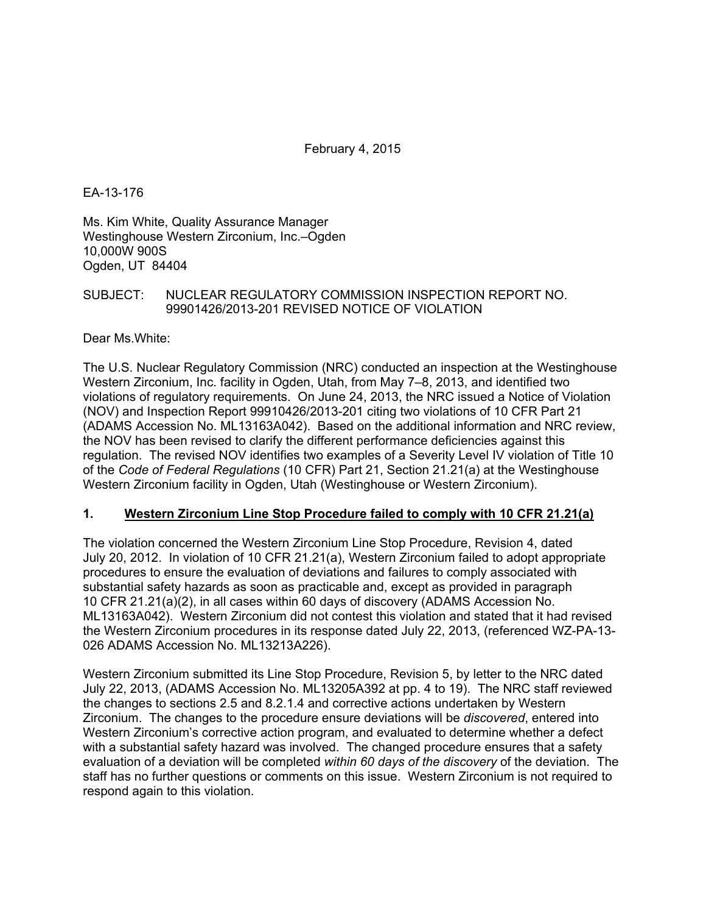February 4, 2015

EA-13-176

Ms. Kim White, Quality Assurance Manager
Westinghouse Western Zirconium, Inc.–Ogden
10,000W 900S
Ogden, UT 84404

SUBJECT: NUCLEAR REGULATORY COMMISSION INSPECTION REPORT NO. 99901426/2013-201 REVISED NOTICE OF VIOLATION

Dear Ms.White:

The U.S. Nuclear Regulatory Commission (NRC) conducted an inspection at the Westinghouse Western Zirconium, Inc. facility in Ogden, Utah, from May 7–8, 2013, and identified two violations of regulatory requirements. On June 24, 2013, the NRC issued a Notice of Violation (NOV) and Inspection Report 99910426/2013-201 citing two violations of 10 CFR Part 21 (ADAMS Accession No. ML13163A042). Based on the additional information and NRC review, the NOV has been revised to clarify the different performance deficiencies against this regulation. The revised NOV identifies two examples of a Severity Level IV violation of Title 10 of the *Code of Federal Regulations* (10 CFR) Part 21, Section 21.21(a) at the Westinghouse Western Zirconium facility in Ogden, Utah (Westinghouse or Western Zirconium).

## 1. Western Zirconium Line Stop Procedure failed to comply with 10 CFR 21.21(a)

The violation concerned the Western Zirconium Line Stop Procedure, Revision 4, dated July 20, 2012. In violation of 10 CFR 21.21(a), Western Zirconium failed to adopt appropriate procedures to ensure the evaluation of deviations and failures to comply associated with substantial safety hazards as soon as practicable and, except as provided in paragraph 10 CFR 21.21(a)(2), in all cases within 60 days of discovery (ADAMS Accession No. ML13163A042). Western Zirconium did not contest this violation and stated that it had revised the Western Zirconium procedures in its response dated July 22, 2013, (referenced WZ-PA-13-026 ADAMS Accession No. ML13213A226).

Western Zirconium submitted its Line Stop Procedure, Revision 5, by letter to the NRC dated July 22, 2013, (ADAMS Accession No. ML13205A392 at pp. 4 to 19). The NRC staff reviewed the changes to sections 2.5 and 8.2.1.4 and corrective actions undertaken by Western Zirconium. The changes to the procedure ensure deviations will be *discovered*, entered into Western Zirconium's corrective action program, and evaluated to determine whether a defect with a substantial safety hazard was involved. The changed procedure ensures that a safety evaluation of a deviation will be completed *within 60 days of the discovery* of the deviation. The staff has no further questions or comments on this issue. Western Zirconium is not required to respond again to this violation.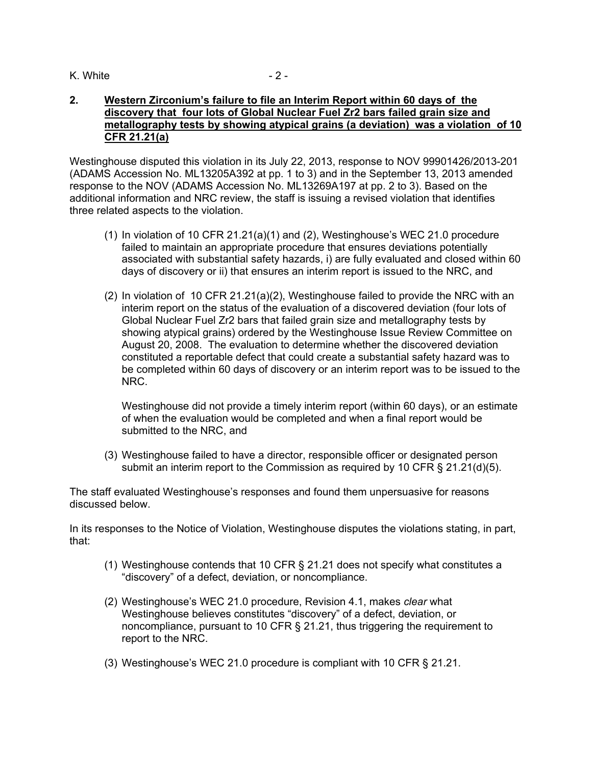**2. Western Zirconium's failure to file an Interim Report within 60 days of the discovery that four lots of Global Nuclear Fuel Zr2 bars failed grain size and metallography tests by showing atypical grains (a deviation) was a violation of 10 CFR 21.21(a)**

Westinghouse disputed this violation in its July 22, 2013, response to NOV 99901426/2013-201 (ADAMS Accession No. ML13205A392 at pp. 1 to 3) and in the September 13, 2013 amended response to the NOV (ADAMS Accession No. ML13269A197 at pp. 2 to 3). Based on the additional information and NRC review, the staff is issuing a revised violation that identifies three related aspects to the violation.

(1) In violation of 10 CFR 21.21(a)(1) and (2), Westinghouse's WEC 21.0 procedure failed to maintain an appropriate procedure that ensures deviations potentially associated with substantial safety hazards, i) are fully evaluated and closed within 60 days of discovery or ii) that ensures an interim report is issued to the NRC, and

(2) In violation of 10 CFR 21.21(a)(2), Westinghouse failed to provide the NRC with an interim report on the status of the evaluation of a discovered deviation (four lots of Global Nuclear Fuel Zr2 bars that failed grain size and metallography tests by showing atypical grains) ordered by the Westinghouse Issue Review Committee on August 20, 2008. The evaluation to determine whether the discovered deviation constituted a reportable defect that could create a substantial safety hazard was to be completed within 60 days of discovery or an interim report was to be issued to the NRC.

Westinghouse did not provide a timely interim report (within 60 days), or an estimate of when the evaluation would be completed and when a final report would be submitted to the NRC, and

(3) Westinghouse failed to have a director, responsible officer or designated person submit an interim report to the Commission as required by 10 CFR § 21.21(d)(5).

The staff evaluated Westinghouse's responses and found them unpersuasive for reasons discussed below.

In its responses to the Notice of Violation, Westinghouse disputes the violations stating, in part, that:

(1) Westinghouse contends that 10 CFR § 21.21 does not specify what constitutes a "discovery" of a defect, deviation, or noncompliance.

(2) Westinghouse's WEC 21.0 procedure, Revision 4.1, makes *clear* what Westinghouse believes constitutes "discovery" of a defect, deviation, or noncompliance, pursuant to 10 CFR § 21.21, thus triggering the requirement to report to the NRC.

(3) Westinghouse's WEC 21.0 procedure is compliant with 10 CFR § 21.21.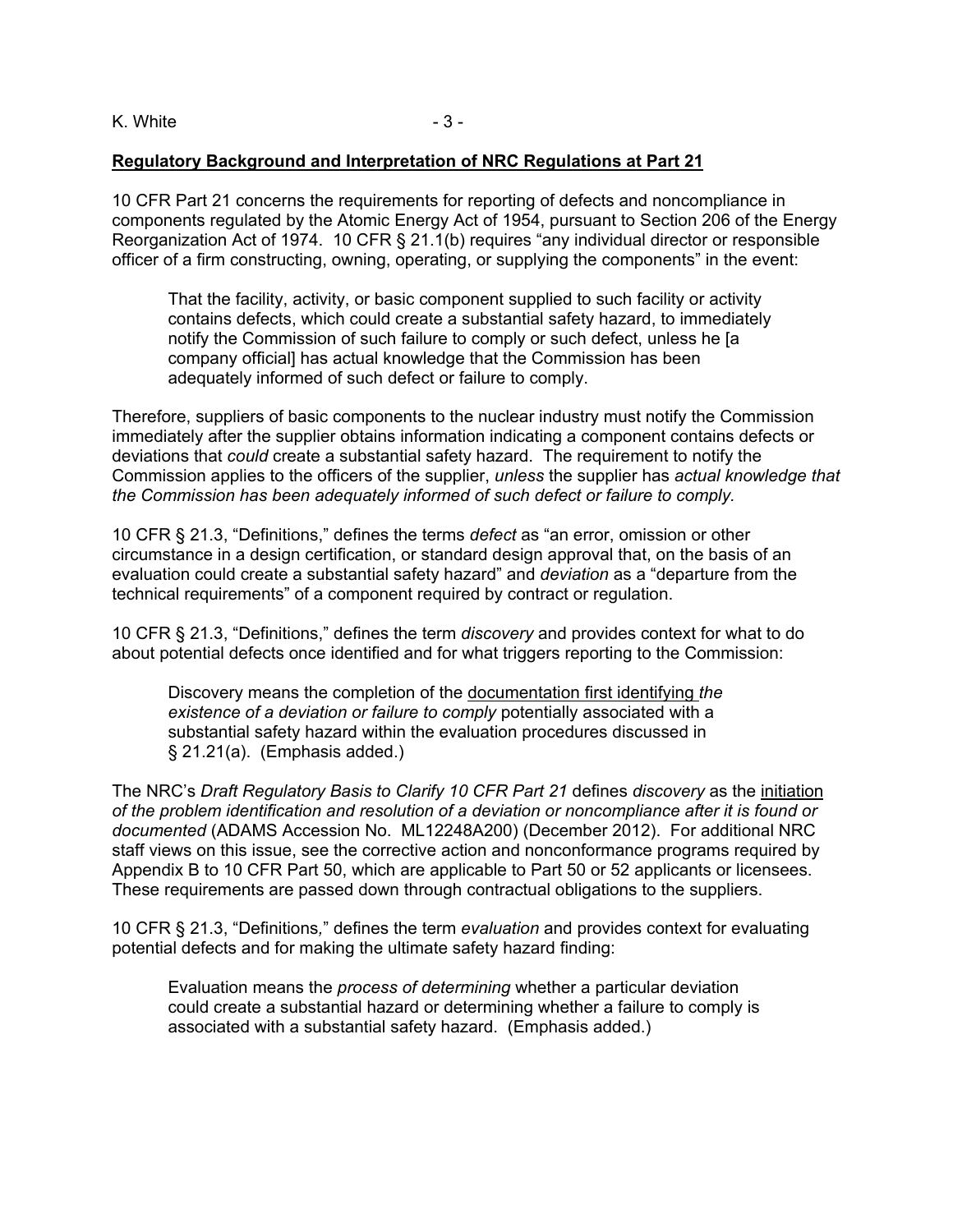**Regulatory Background and Interpretation of NRC Regulations at Part 21**

10 CFR Part 21 concerns the requirements for reporting of defects and noncompliance in components regulated by the Atomic Energy Act of 1954, pursuant to Section 206 of the Energy Reorganization Act of 1974. 10 CFR § 21.1(b) requires "any individual director or responsible officer of a firm constructing, owning, operating, or supplying the components" in the event:

> That the facility, activity, or basic component supplied to such facility or activity contains defects, which could create a substantial safety hazard, to immediately notify the Commission of such failure to comply or such defect, unless he [a company official] has actual knowledge that the Commission has been adequately informed of such defect or failure to comply.

Therefore, suppliers of basic components to the nuclear industry must notify the Commission immediately after the supplier obtains information indicating a component contains defects or deviations that *could* create a substantial safety hazard. The requirement to notify the Commission applies to the officers of the supplier, *unless* the supplier has *actual knowledge that the Commission has been adequately informed of such defect or failure to comply.*

10 CFR § 21.3, "Definitions," defines the terms *defect* as "an error, omission or other circumstance in a design certification, or standard design approval that, on the basis of an evaluation could create a substantial safety hazard" and *deviation* as a "departure from the technical requirements" of a component required by contract or regulation.

10 CFR § 21.3, "Definitions," defines the term *discovery* and provides context for what to do about potential defects once identified and for what triggers reporting to the Commission:

> Discovery means the completion of the documentation first identifying *the existence of a deviation or failure to comply* potentially associated with a substantial safety hazard within the evaluation procedures discussed in § 21.21(a). (Emphasis added.)

The NRC's *Draft Regulatory Basis to Clarify 10 CFR Part 21* defines *discovery* as the initiation *of the problem identification and resolution of a deviation or noncompliance after it is found or documented* (ADAMS Accession No. ML12248A200) (December 2012). For additional NRC staff views on this issue, see the corrective action and nonconformance programs required by Appendix B to 10 CFR Part 50, which are applicable to Part 50 or 52 applicants or licensees. These requirements are passed down through contractual obligations to the suppliers.

10 CFR § 21.3, "Definitions," defines the term *evaluation* and provides context for evaluating potential defects and for making the ultimate safety hazard finding:

> Evaluation means the *process of determining* whether a particular deviation could create a substantial hazard or determining whether a failure to comply is associated with a substantial safety hazard. (Emphasis added.)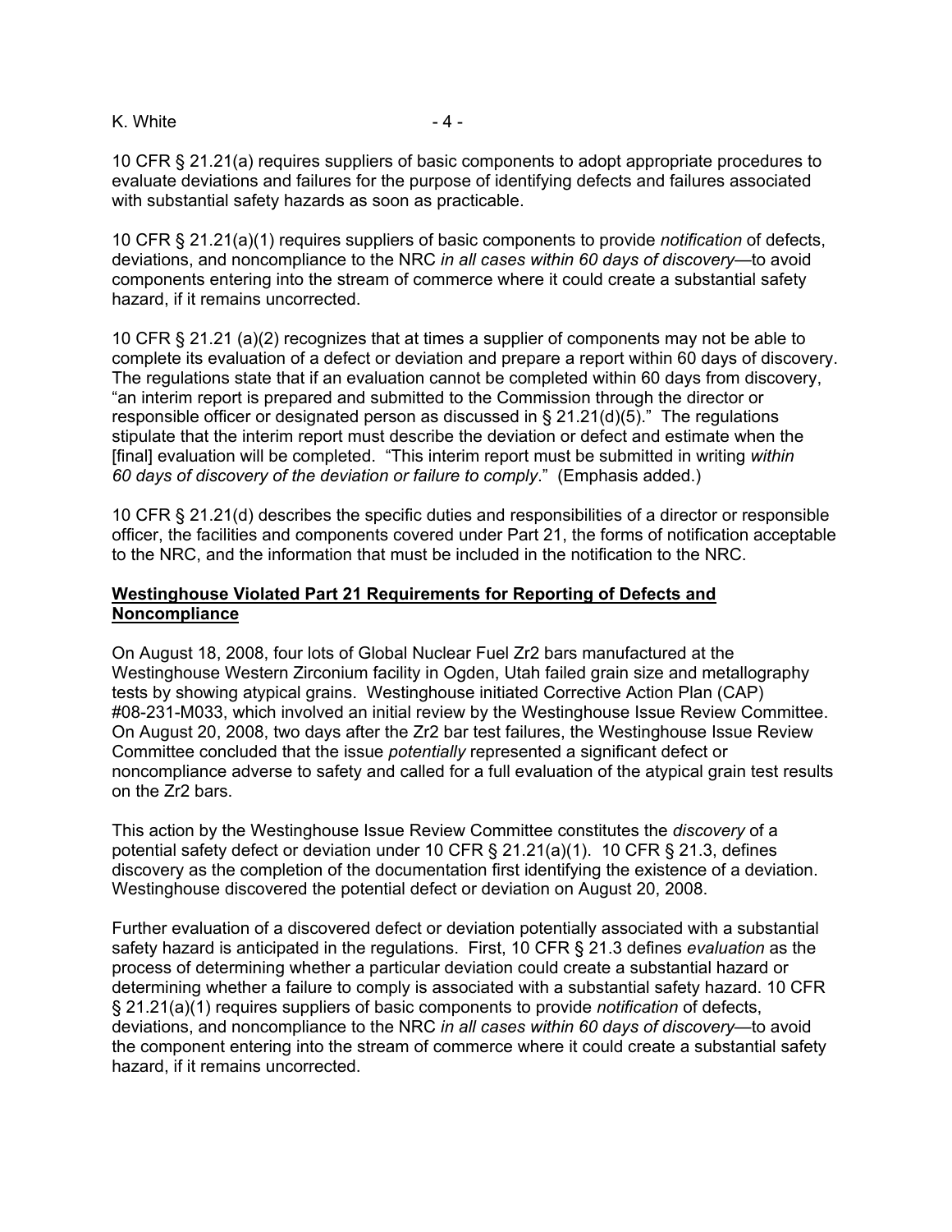10 CFR § 21.21(a) requires suppliers of basic components to adopt appropriate procedures to evaluate deviations and failures for the purpose of identifying defects and failures associated with substantial safety hazards as soon as practicable.

10 CFR § 21.21(a)(1) requires suppliers of basic components to provide *notification* of defects, deviations, and noncompliance to the NRC *in all cases within 60 days of discovery*—to avoid components entering into the stream of commerce where it could create a substantial safety hazard, if it remains uncorrected.

10 CFR § 21.21 (a)(2) recognizes that at times a supplier of components may not be able to complete its evaluation of a defect or deviation and prepare a report within 60 days of discovery. The regulations state that if an evaluation cannot be completed within 60 days from discovery, "an interim report is prepared and submitted to the Commission through the director or responsible officer or designated person as discussed in § 21.21(d)(5)." The regulations stipulate that the interim report must describe the deviation or defect and estimate when the [final] evaluation will be completed. "This interim report must be submitted in writing *within 60 days of discovery of the deviation or failure to comply*." (Emphasis added.)

10 CFR § 21.21(d) describes the specific duties and responsibilities of a director or responsible officer, the facilities and components covered under Part 21, the forms of notification acceptable to the NRC, and the information that must be included in the notification to the NRC.

**Westinghouse Violated Part 21 Requirements for Reporting of Defects and Noncompliance**

On August 18, 2008, four lots of Global Nuclear Fuel Zr2 bars manufactured at the Westinghouse Western Zirconium facility in Ogden, Utah failed grain size and metallography tests by showing atypical grains. Westinghouse initiated Corrective Action Plan (CAP) #08-231-M033, which involved an initial review by the Westinghouse Issue Review Committee. On August 20, 2008, two days after the Zr2 bar test failures, the Westinghouse Issue Review Committee concluded that the issue *potentially* represented a significant defect or noncompliance adverse to safety and called for a full evaluation of the atypical grain test results on the Zr2 bars.

This action by the Westinghouse Issue Review Committee constitutes the *discovery* of a potential safety defect or deviation under 10 CFR § 21.21(a)(1). 10 CFR § 21.3, defines discovery as the completion of the documentation first identifying the existence of a deviation. Westinghouse discovered the potential defect or deviation on August 20, 2008.

Further evaluation of a discovered defect or deviation potentially associated with a substantial safety hazard is anticipated in the regulations. First, 10 CFR § 21.3 defines *evaluation* as the process of determining whether a particular deviation could create a substantial hazard or determining whether a failure to comply is associated with a substantial safety hazard. 10 CFR § 21.21(a)(1) requires suppliers of basic components to provide *notification* of defects, deviations, and noncompliance to the NRC *in all cases within 60 days of discovery*—to avoid the component entering into the stream of commerce where it could create a substantial safety hazard, if it remains uncorrected.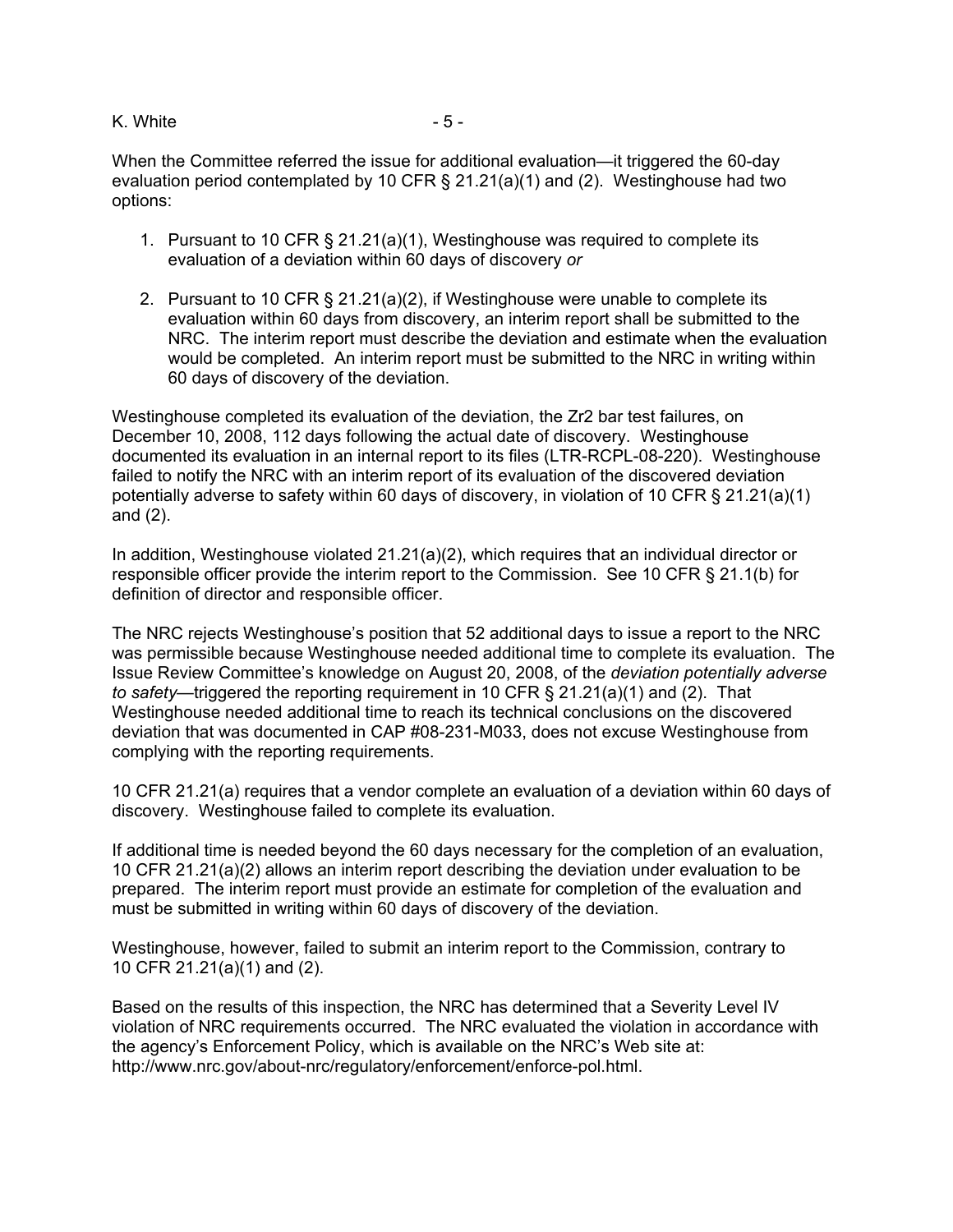When the Committee referred the issue for additional evaluation—it triggered the 60-day evaluation period contemplated by 10 CFR § 21.21(a)(1) and (2). Westinghouse had two options:

1. Pursuant to 10 CFR § 21.21(a)(1), Westinghouse was required to complete its evaluation of a deviation within 60 days of discovery *or*

2. Pursuant to 10 CFR § 21.21(a)(2), if Westinghouse were unable to complete its evaluation within 60 days from discovery, an interim report shall be submitted to the NRC. The interim report must describe the deviation and estimate when the evaluation would be completed. An interim report must be submitted to the NRC in writing within 60 days of discovery of the deviation.

Westinghouse completed its evaluation of the deviation, the Zr2 bar test failures, on December 10, 2008, 112 days following the actual date of discovery. Westinghouse documented its evaluation in an internal report to its files (LTR-RCPL-08-220). Westinghouse failed to notify the NRC with an interim report of its evaluation of the discovered deviation potentially adverse to safety within 60 days of discovery, in violation of 10 CFR § 21.21(a)(1) and (2).

In addition, Westinghouse violated 21.21(a)(2), which requires that an individual director or responsible officer provide the interim report to the Commission. See 10 CFR § 21.1(b) for definition of director and responsible officer.

The NRC rejects Westinghouse's position that 52 additional days to issue a report to the NRC was permissible because Westinghouse needed additional time to complete its evaluation. The Issue Review Committee's knowledge on August 20, 2008, of the *deviation potentially adverse to safety*—triggered the reporting requirement in 10 CFR § 21.21(a)(1) and (2). That Westinghouse needed additional time to reach its technical conclusions on the discovered deviation that was documented in CAP #08-231-M033, does not excuse Westinghouse from complying with the reporting requirements.

10 CFR 21.21(a) requires that a vendor complete an evaluation of a deviation within 60 days of discovery. Westinghouse failed to complete its evaluation.

If additional time is needed beyond the 60 days necessary for the completion of an evaluation, 10 CFR 21.21(a)(2) allows an interim report describing the deviation under evaluation to be prepared. The interim report must provide an estimate for completion of the evaluation and must be submitted in writing within 60 days of discovery of the deviation.

Westinghouse, however, failed to submit an interim report to the Commission, contrary to 10 CFR 21.21(a)(1) and (2).

Based on the results of this inspection, the NRC has determined that a Severity Level IV violation of NRC requirements occurred. The NRC evaluated the violation in accordance with the agency's Enforcement Policy, which is available on the NRC's Web site at: http://www.nrc.gov/about-nrc/regulatory/enforcement/enforce-pol.html.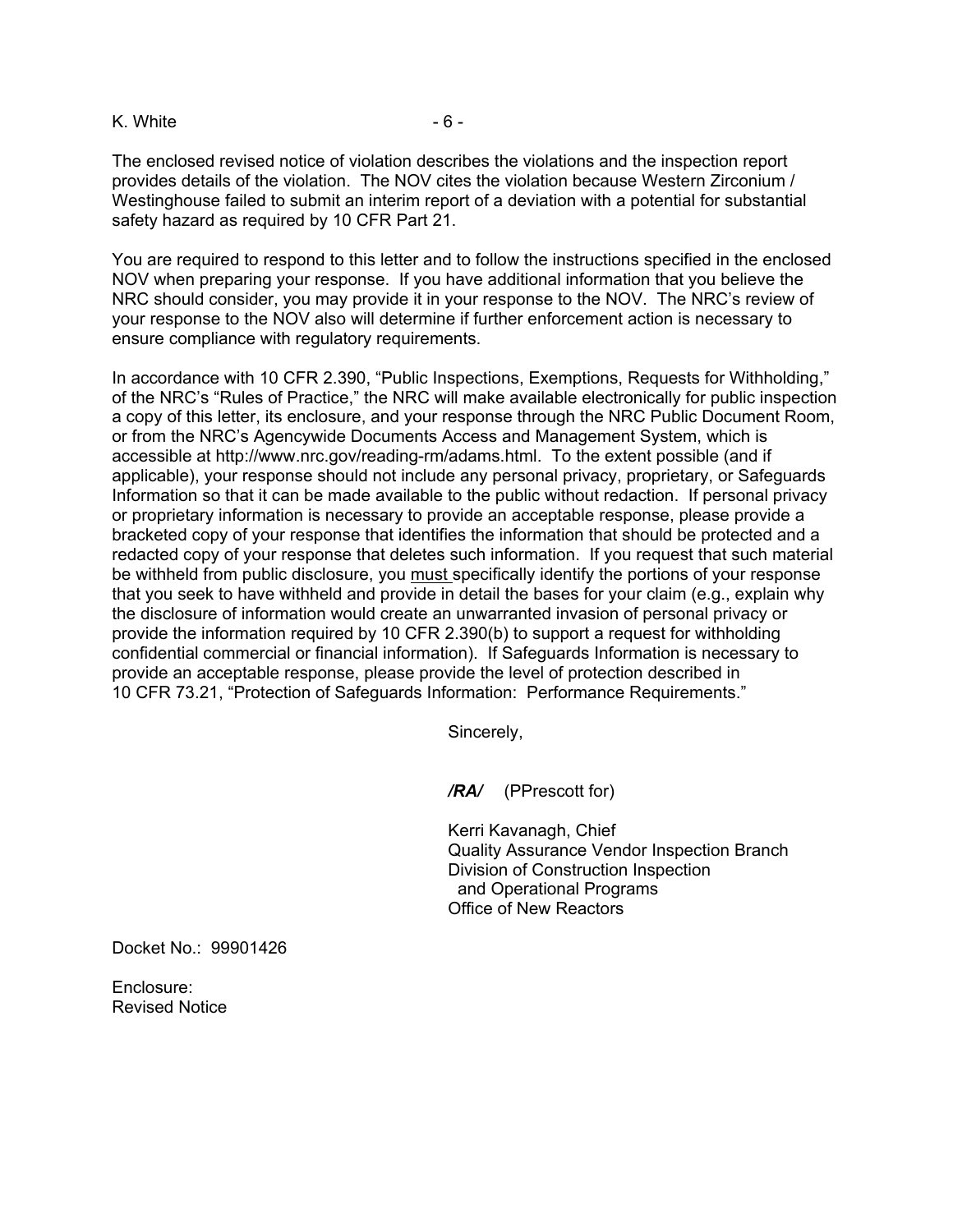The enclosed revised notice of violation describes the violations and the inspection report provides details of the violation. The NOV cites the violation because Western Zirconium / Westinghouse failed to submit an interim report of a deviation with a potential for substantial safety hazard as required by 10 CFR Part 21.

You are required to respond to this letter and to follow the instructions specified in the enclosed NOV when preparing your response. If you have additional information that you believe the NRC should consider, you may provide it in your response to the NOV. The NRC's review of your response to the NOV also will determine if further enforcement action is necessary to ensure compliance with regulatory requirements.

In accordance with 10 CFR 2.390, "Public Inspections, Exemptions, Requests for Withholding," of the NRC's "Rules of Practice," the NRC will make available electronically for public inspection a copy of this letter, its enclosure, and your response through the NRC Public Document Room, or from the NRC's Agencywide Documents Access and Management System, which is accessible at http://www.nrc.gov/reading-rm/adams.html. To the extent possible (and if applicable), your response should not include any personal privacy, proprietary, or Safeguards Information so that it can be made available to the public without redaction. If personal privacy or proprietary information is necessary to provide an acceptable response, please provide a bracketed copy of your response that identifies the information that should be protected and a redacted copy of your response that deletes such information. If you request that such material be withheld from public disclosure, you <u>must</u> specifically identify the portions of your response that you seek to have withheld and provide in detail the bases for your claim (e.g., explain why the disclosure of information would create an unwarranted invasion of personal privacy or provide the information required by 10 CFR 2.390(b) to support a request for withholding confidential commercial or financial information). If Safeguards Information is necessary to provide an acceptable response, please provide the level of protection described in 10 CFR 73.21, "Protection of Safeguards Information: Performance Requirements."

Sincerely,

***/RA/*** (PPrescott for)

Kerri Kavanagh, Chief
Quality Assurance Vendor Inspection Branch
Division of Construction Inspection
and Operational Programs
Office of New Reactors

Docket No.: 99901426

Enclosure:
Revised Notice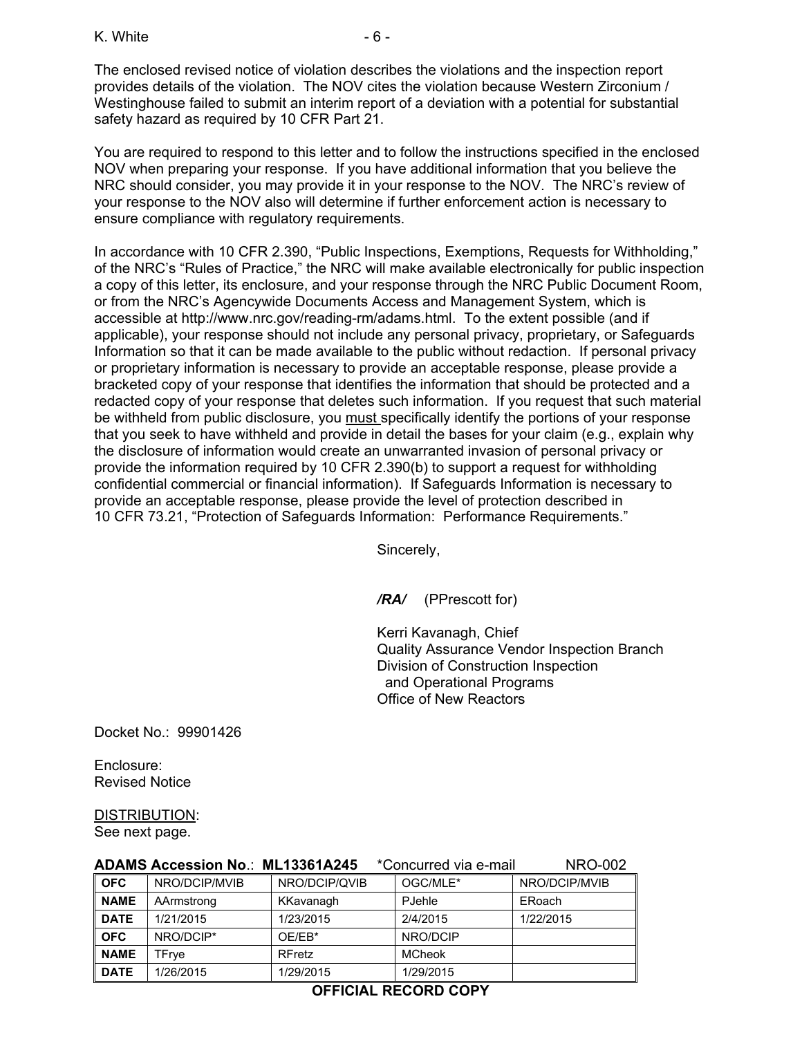The enclosed revised notice of violation describes the violations and the inspection report provides details of the violation. The NOV cites the violation because Western Zirconium / Westinghouse failed to submit an interim report of a deviation with a potential for substantial safety hazard as required by 10 CFR Part 21.

You are required to respond to this letter and to follow the instructions specified in the enclosed NOV when preparing your response. If you have additional information that you believe the NRC should consider, you may provide it in your response to the NOV. The NRC's review of your response to the NOV also will determine if further enforcement action is necessary to ensure compliance with regulatory requirements.

In accordance with 10 CFR 2.390, "Public Inspections, Exemptions, Requests for Withholding," of the NRC's "Rules of Practice," the NRC will make available electronically for public inspection a copy of this letter, its enclosure, and your response through the NRC Public Document Room, or from the NRC's Agencywide Documents Access and Management System, which is accessible at http://www.nrc.gov/reading-rm/adams.html. To the extent possible (and if applicable), your response should not include any personal privacy, proprietary, or Safeguards Information so that it can be made available to the public without redaction. If personal privacy or proprietary information is necessary to provide an acceptable response, please provide a bracketed copy of your response that identifies the information that should be protected and a redacted copy of your response that deletes such information. If you request that such material be withheld from public disclosure, you must specifically identify the portions of your response that you seek to have withheld and provide in detail the bases for your claim (e.g., explain why the disclosure of information would create an unwarranted invasion of personal privacy or provide the information required by 10 CFR 2.390(b) to support a request for withholding confidential commercial or financial information). If Safeguards Information is necessary to provide an acceptable response, please provide the level of protection described in 10 CFR 73.21, "Protection of Safeguards Information: Performance Requirements."

Sincerely,

*/RA/* (PPrescott for)

Kerri Kavanagh, Chief
Quality Assurance Vendor Inspection Branch
Division of Construction Inspection
and Operational Programs
Office of New Reactors

Docket No.: 99901426

Enclosure:
Revised Notice

DISTRIBUTION:
See next page.

**ADAMS Accession No**.: **ML13361A245** *Concurred via e-mail NRO-002

| **OFC** | NRO/DCIP/MVIB | NRO/DCIP/QVIB | OGC/MLE* | NRO/DCIP/MVIB |
|---|---|---|---|---|
| **NAME** | AArmstrong | KKavanagh | PJehle | ERoach |
| **DATE** | 1/21/2015 | 1/23/2015 | 2/4/2015 | 1/22/2015 |
| **OFC** | NRO/DCIP* | OE/EB* | NRO/DCIP | |
| **NAME** | TFrye | RFretz | MCheok | |
| **DATE** | 1/26/2015 | 1/29/2015 | 1/29/2015 | |

**OFFICIAL RECORD COPY**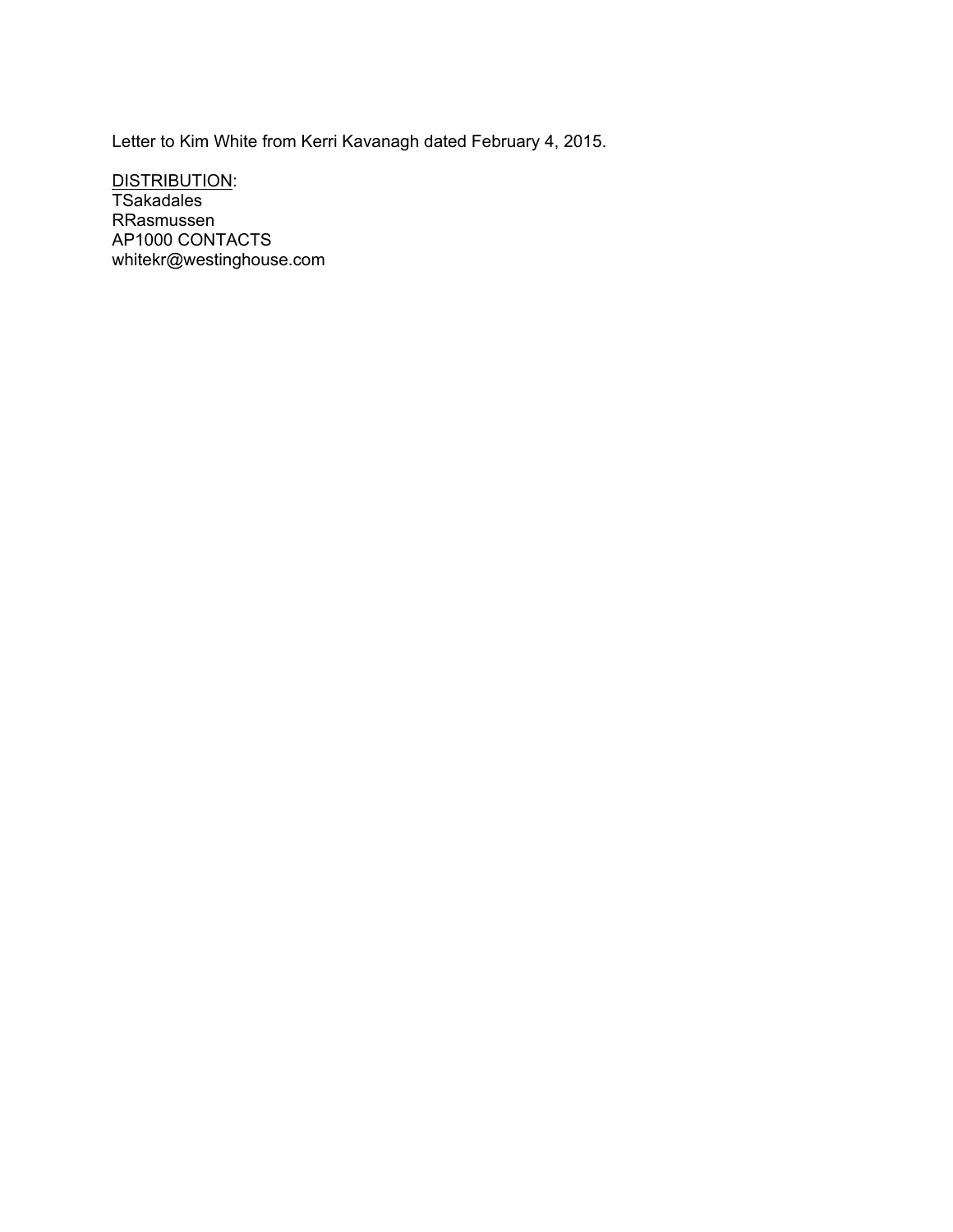Letter to Kim White from Kerri Kavanagh dated February 4, 2015.

<u>DISTRIBUTION</u>:
TSakadales
RRasmussen
AP1000 CONTACTS
whitekr@westinghouse.com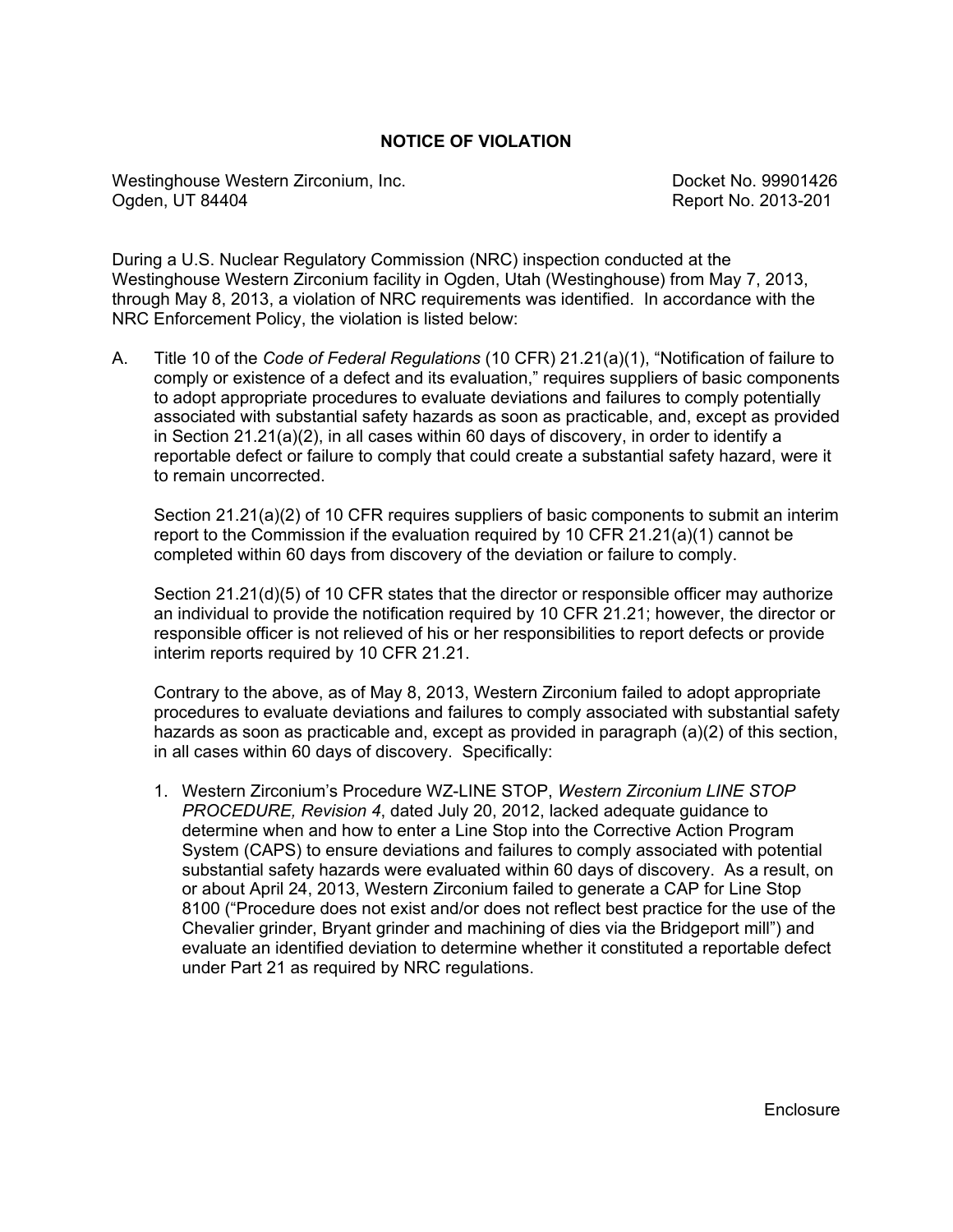## NOTICE OF VIOLATION

Westinghouse Western Zirconium, Inc.  
Ogden, UT 84404

Docket No. 99901426  
Report No. 2013-201

During a U.S. Nuclear Regulatory Commission (NRC) inspection conducted at the Westinghouse Western Zirconium facility in Ogden, Utah (Westinghouse) from May 7, 2013, through May 8, 2013, a violation of NRC requirements was identified. In accordance with the NRC Enforcement Policy, the violation is listed below:

A. Title 10 of the *Code of Federal Regulations* (10 CFR) 21.21(a)(1), "Notification of failure to comply or existence of a defect and its evaluation," requires suppliers of basic components to adopt appropriate procedures to evaluate deviations and failures to comply potentially associated with substantial safety hazards as soon as practicable, and, except as provided in Section 21.21(a)(2), in all cases within 60 days of discovery, in order to identify a reportable defect or failure to comply that could create a substantial safety hazard, were it to remain uncorrected.

   Section 21.21(a)(2) of 10 CFR requires suppliers of basic components to submit an interim report to the Commission if the evaluation required by 10 CFR 21.21(a)(1) cannot be completed within 60 days from discovery of the deviation or failure to comply.

   Section 21.21(d)(5) of 10 CFR states that the director or responsible officer may authorize an individual to provide the notification required by 10 CFR 21.21; however, the director or responsible officer is not relieved of his or her responsibilities to report defects or provide interim reports required by 10 CFR 21.21.

   Contrary to the above, as of May 8, 2013, Western Zirconium failed to adopt appropriate procedures to evaluate deviations and failures to comply associated with substantial safety hazards as soon as practicable and, except as provided in paragraph (a)(2) of this section, in all cases within 60 days of discovery. Specifically:

   1. Western Zirconium's Procedure WZ-LINE STOP, *Western Zirconium LINE STOP PROCEDURE, Revision 4*, dated July 20, 2012, lacked adequate guidance to determine when and how to enter a Line Stop into the Corrective Action Program System (CAPS) to ensure deviations and failures to comply associated with potential substantial safety hazards were evaluated within 60 days of discovery. As a result, on or about April 24, 2013, Western Zirconium failed to generate a CAP for Line Stop 8100 ("Procedure does not exist and/or does not reflect best practice for the use of the Chevalier grinder, Bryant grinder and machining of dies via the Bridgeport mill") and evaluate an identified deviation to determine whether it constituted a reportable defect under Part 21 as required by NRC regulations.

Enclosure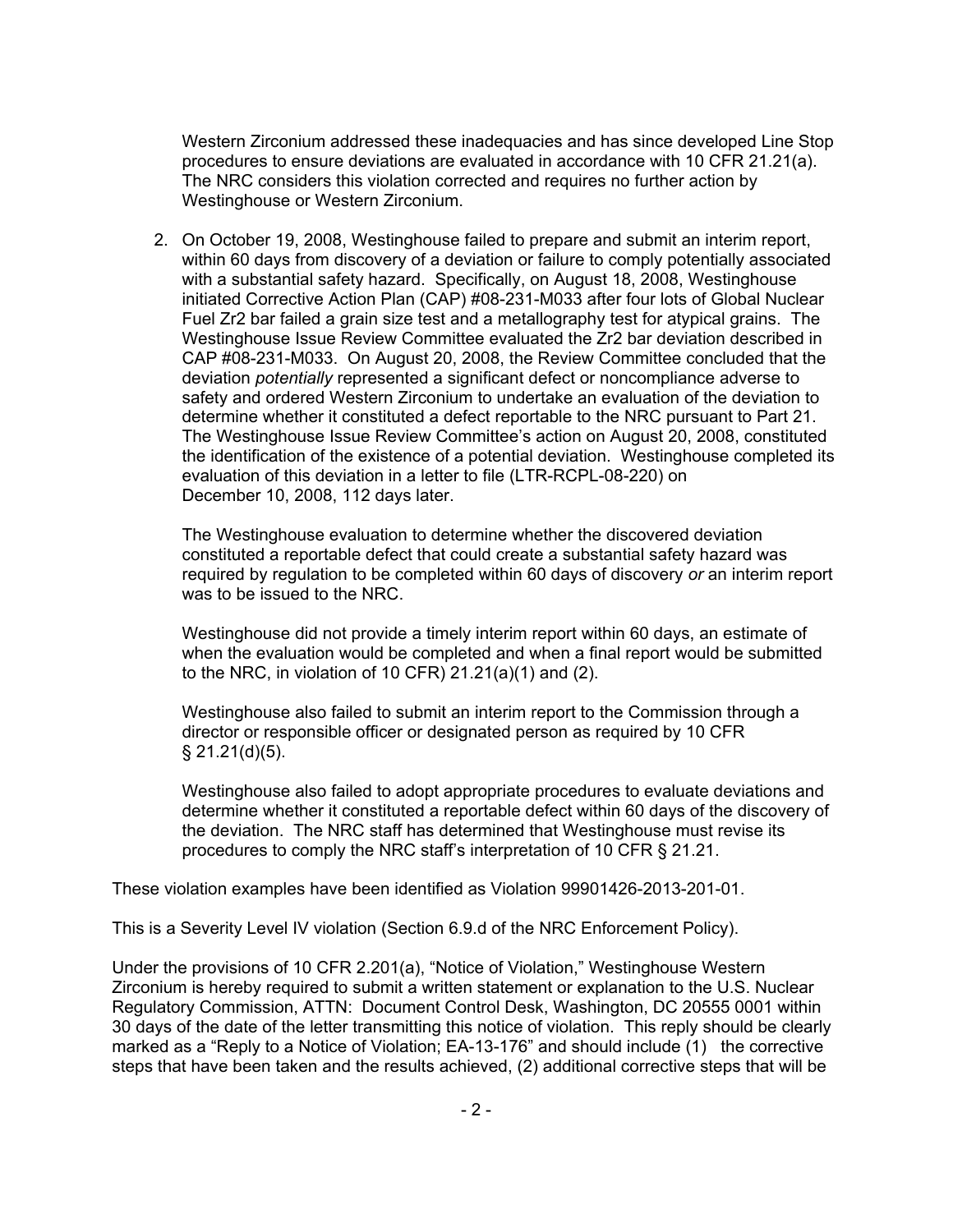Western Zirconium addressed these inadequacies and has since developed Line Stop procedures to ensure deviations are evaluated in accordance with 10 CFR 21.21(a). The NRC considers this violation corrected and requires no further action by Westinghouse or Western Zirconium.

2. On October 19, 2008, Westinghouse failed to prepare and submit an interim report, within 60 days from discovery of a deviation or failure to comply potentially associated with a substantial safety hazard. Specifically, on August 18, 2008, Westinghouse initiated Corrective Action Plan (CAP) #08-231-M033 after four lots of Global Nuclear Fuel Zr2 bar failed a grain size test and a metallography test for atypical grains. The Westinghouse Issue Review Committee evaluated the Zr2 bar deviation described in CAP #08-231-M033. On August 20, 2008, the Review Committee concluded that the deviation *potentially* represented a significant defect or noncompliance adverse to safety and ordered Western Zirconium to undertake an evaluation of the deviation to determine whether it constituted a defect reportable to the NRC pursuant to Part 21. The Westinghouse Issue Review Committee's action on August 20, 2008, constituted the identification of the existence of a potential deviation. Westinghouse completed its evaluation of this deviation in a letter to file (LTR-RCPL-08-220) on December 10, 2008, 112 days later.

   The Westinghouse evaluation to determine whether the discovered deviation constituted a reportable defect that could create a substantial safety hazard was required by regulation to be completed within 60 days of discovery *or* an interim report was to be issued to the NRC.

   Westinghouse did not provide a timely interim report within 60 days, an estimate of when the evaluation would be completed and when a final report would be submitted to the NRC, in violation of 10 CFR) 21.21(a)(1) and (2).

   Westinghouse also failed to submit an interim report to the Commission through a director or responsible officer or designated person as required by 10 CFR § 21.21(d)(5).

   Westinghouse also failed to adopt appropriate procedures to evaluate deviations and determine whether it constituted a reportable defect within 60 days of the discovery of the deviation. The NRC staff has determined that Westinghouse must revise its procedures to comply the NRC staff's interpretation of 10 CFR § 21.21.

These violation examples have been identified as Violation 99901426-2013-201-01.

This is a Severity Level IV violation (Section 6.9.d of the NRC Enforcement Policy).

Under the provisions of 10 CFR 2.201(a), "Notice of Violation," Westinghouse Western Zirconium is hereby required to submit a written statement or explanation to the U.S. Nuclear Regulatory Commission, ATTN: Document Control Desk, Washington, DC 20555 0001 within 30 days of the date of the letter transmitting this notice of violation. This reply should be clearly marked as a "Reply to a Notice of Violation; EA-13-176" and should include (1) the corrective steps that have been taken and the results achieved, (2) additional corrective steps that will be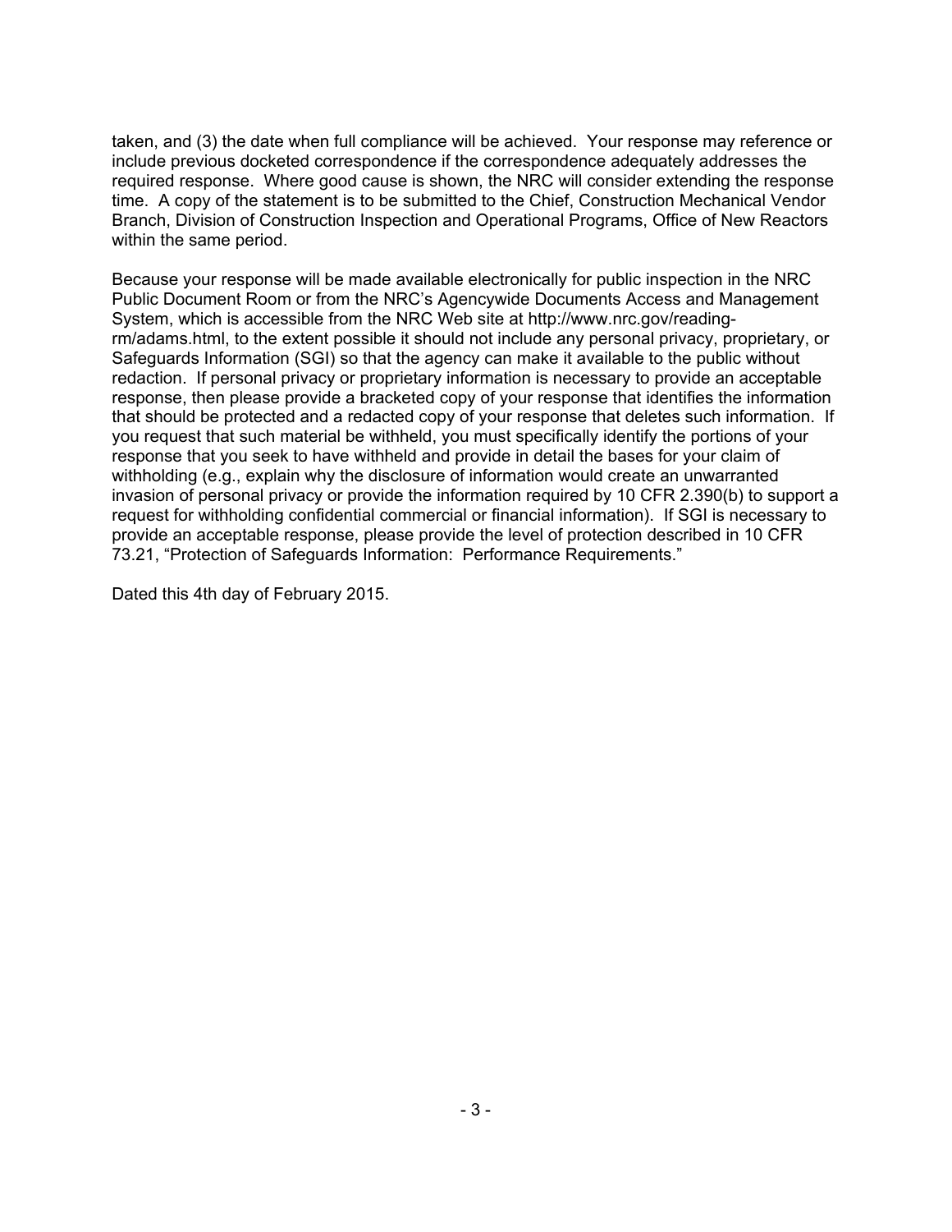taken, and (3) the date when full compliance will be achieved. Your response may reference or include previous docketed correspondence if the correspondence adequately addresses the required response. Where good cause is shown, the NRC will consider extending the response time. A copy of the statement is to be submitted to the Chief, Construction Mechanical Vendor Branch, Division of Construction Inspection and Operational Programs, Office of New Reactors within the same period.

Because your response will be made available electronically for public inspection in the NRC Public Document Room or from the NRC's Agencywide Documents Access and Management System, which is accessible from the NRC Web site at http://www.nrc.gov/reading-rm/adams.html, to the extent possible it should not include any personal privacy, proprietary, or Safeguards Information (SGI) so that the agency can make it available to the public without redaction. If personal privacy or proprietary information is necessary to provide an acceptable response, then please provide a bracketed copy of your response that identifies the information that should be protected and a redacted copy of your response that deletes such information. If you request that such material be withheld, you must specifically identify the portions of your response that you seek to have withheld and provide in detail the bases for your claim of withholding (e.g., explain why the disclosure of information would create an unwarranted invasion of personal privacy or provide the information required by 10 CFR 2.390(b) to support a request for withholding confidential commercial or financial information). If SGI is necessary to provide an acceptable response, please provide the level of protection described in 10 CFR 73.21, "Protection of Safeguards Information: Performance Requirements."

Dated this 4th day of February 2015.